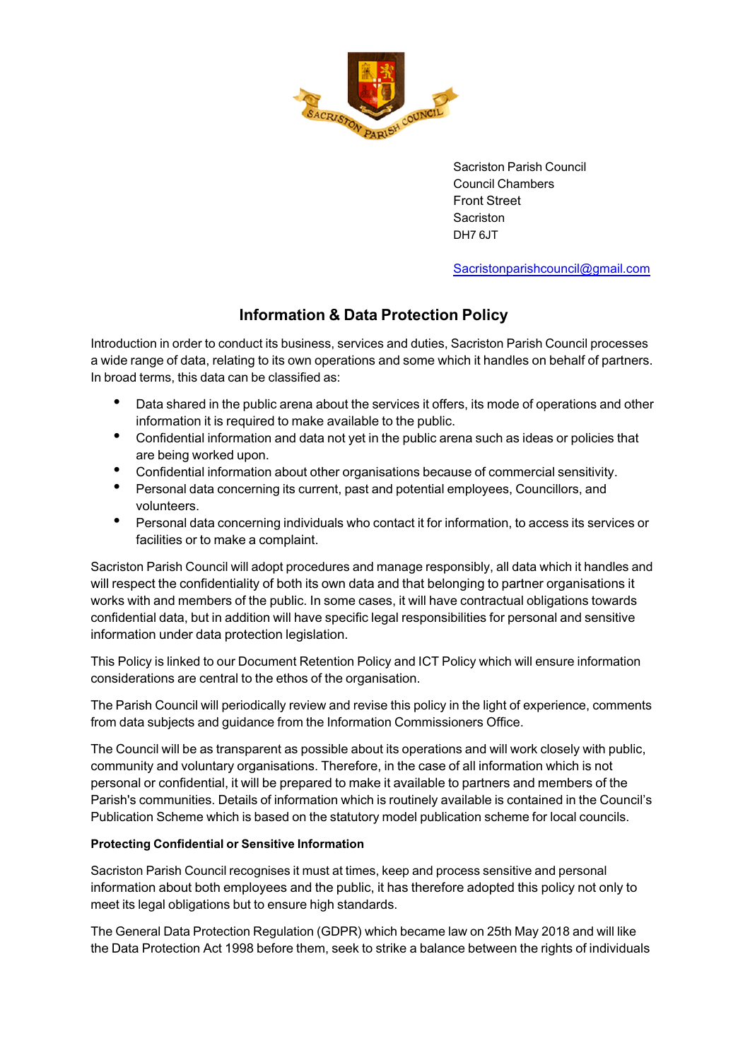Sacriston Parish Council
Council Chambers
Front Street
Sacriston
DH7 6JT

Sacristonparishcouncil@gmail.com

# Information & Data Protection Policy

Introduction in order to conduct its business, services and duties, Sacriston Parish Council processes a wide range of data, relating to its own operations and some which it handles on behalf of partners. In broad terms, this data can be classified as:

- Data shared in the public arena about the services it offers, its mode of operations and other information it is required to make available to the public.
- Confidential information and data not yet in the public arena such as ideas or policies that are being worked upon.
- Confidential information about other organisations because of commercial sensitivity.
- Personal data concerning its current, past and potential employees, Councillors, and volunteers.
- Personal data concerning individuals who contact it for information, to access its services or facilities or to make a complaint.

Sacriston Parish Council will adopt procedures and manage responsibly, all data which it handles and will respect the confidentiality of both its own data and that belonging to partner organisations it works with and members of the public. In some cases, it will have contractual obligations towards confidential data, but in addition will have specific legal responsibilities for personal and sensitive information under data protection legislation.

This Policy is linked to our Document Retention Policy and ICT Policy which will ensure information considerations are central to the ethos of the organisation.

The Parish Council will periodically review and revise this policy in the light of experience, comments from data subjects and guidance from the Information Commissioners Office.

The Council will be as transparent as possible about its operations and will work closely with public, community and voluntary organisations. Therefore, in the case of all information which is not personal or confidential, it will be prepared to make it available to partners and members of the Parish's communities. Details of information which is routinely available is contained in the Council's Publication Scheme which is based on the statutory model publication scheme for local councils.

**Protecting Confidential or Sensitive Information**

Sacriston Parish Council recognises it must at times, keep and process sensitive and personal information about both employees and the public, it has therefore adopted this policy not only to meet its legal obligations but to ensure high standards.

The General Data Protection Regulation (GDPR) which became law on 25th May 2018 and will like the Data Protection Act 1998 before them, seek to strike a balance between the rights of individuals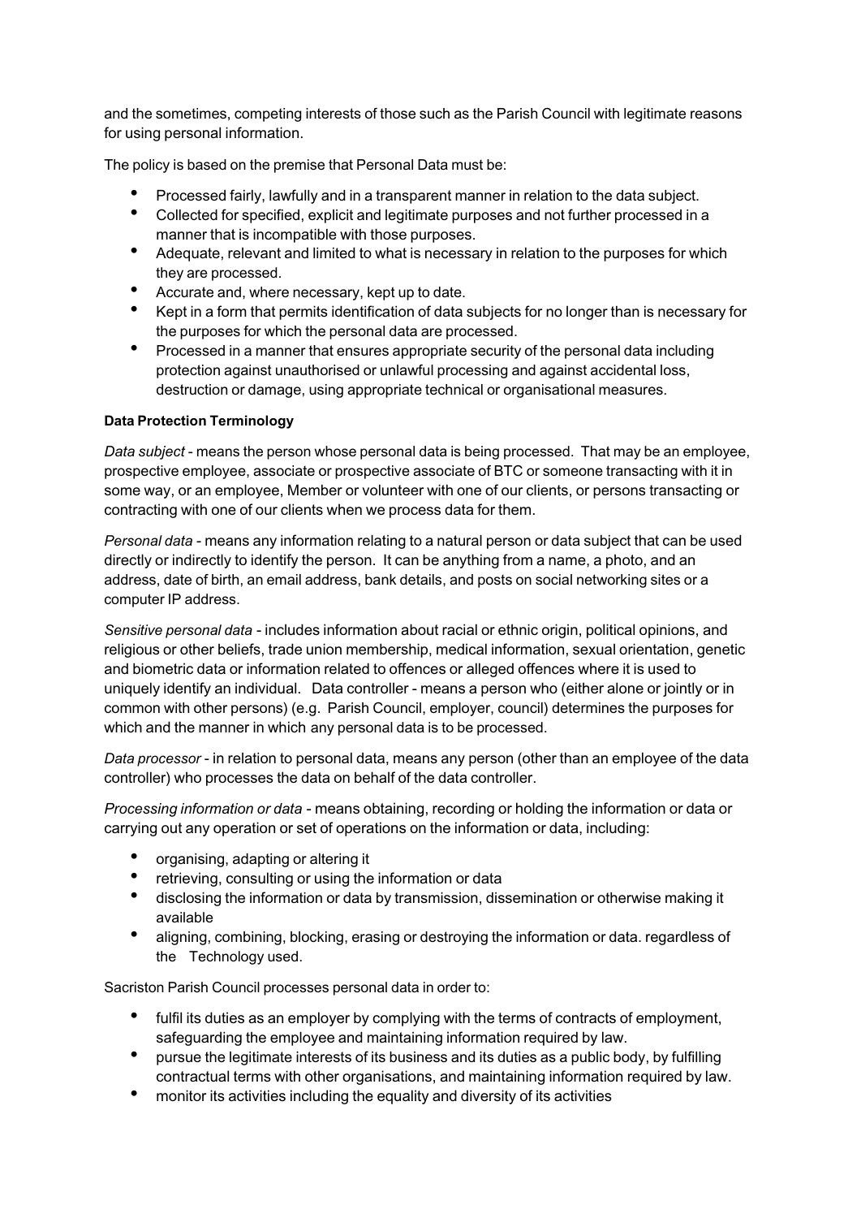and the sometimes, competing interests of those such as the Parish Council with legitimate reasons for using personal information.

The policy is based on the premise that Personal Data must be:

- Processed fairly, lawfully and in a transparent manner in relation to the data subject.
- Collected for specified, explicit and legitimate purposes and not further processed in a manner that is incompatible with those purposes.
- Adequate, relevant and limited to what is necessary in relation to the purposes for which they are processed.
- Accurate and, where necessary, kept up to date.
- Kept in a form that permits identification of data subjects for no longer than is necessary for the purposes for which the personal data are processed.
- Processed in a manner that ensures appropriate security of the personal data including protection against unauthorised or unlawful processing and against accidental loss, destruction or damage, using appropriate technical or organisational measures.

**Data Protection Terminology**

*Data subject* - means the person whose personal data is being processed. That may be an employee, prospective employee, associate or prospective associate of BTC or someone transacting with it in some way, or an employee, Member or volunteer with one of our clients, or persons transacting or contracting with one of our clients when we process data for them.

*Personal data* - means any information relating to a natural person or data subject that can be used directly or indirectly to identify the person. It can be anything from a name, a photo, and an address, date of birth, an email address, bank details, and posts on social networking sites or a computer IP address.

*Sensitive personal data* - includes information about racial or ethnic origin, political opinions, and religious or other beliefs, trade union membership, medical information, sexual orientation, genetic and biometric data or information related to offences or alleged offences where it is used to uniquely identify an individual. Data controller - means a person who (either alone or jointly or in common with other persons) (e.g. Parish Council, employer, council) determines the purposes for which and the manner in which any personal data is to be processed.

*Data processor* - in relation to personal data, means any person (other than an employee of the data controller) who processes the data on behalf of the data controller.

*Processing information or data* - means obtaining, recording or holding the information or data or carrying out any operation or set of operations on the information or data, including:

- organising, adapting or altering it
- retrieving, consulting or using the information or data
- disclosing the information or data by transmission, dissemination or otherwise making it available
- aligning, combining, blocking, erasing or destroying the information or data. regardless of the Technology used.

Sacriston Parish Council processes personal data in order to:

- fulfil its duties as an employer by complying with the terms of contracts of employment, safeguarding the employee and maintaining information required by law.
- pursue the legitimate interests of its business and its duties as a public body, by fulfilling contractual terms with other organisations, and maintaining information required by law.
- monitor its activities including the equality and diversity of its activities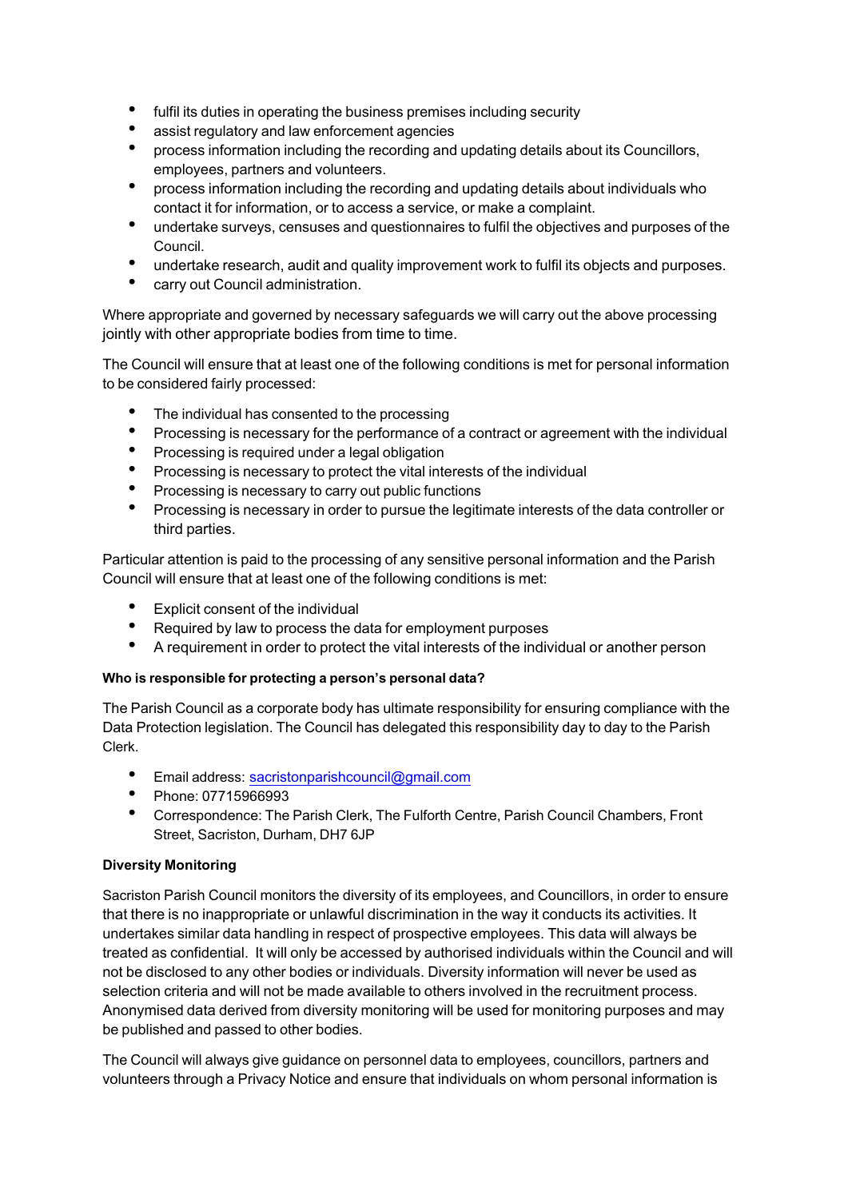- fulfil its duties in operating the business premises including security
- assist regulatory and law enforcement agencies
- process information including the recording and updating details about its Councillors, employees, partners and volunteers.
- process information including the recording and updating details about individuals who contact it for information, or to access a service, or make a complaint.
- undertake surveys, censuses and questionnaires to fulfil the objectives and purposes of the Council.
- undertake research, audit and quality improvement work to fulfil its objects and purposes.
- carry out Council administration.

Where appropriate and governed by necessary safeguards we will carry out the above processing jointly with other appropriate bodies from time to time.

The Council will ensure that at least one of the following conditions is met for personal information to be considered fairly processed:

- The individual has consented to the processing
- Processing is necessary for the performance of a contract or agreement with the individual
- Processing is required under a legal obligation
- Processing is necessary to protect the vital interests of the individual
- Processing is necessary to carry out public functions
- Processing is necessary in order to pursue the legitimate interests of the data controller or third parties.

Particular attention is paid to the processing of any sensitive personal information and the Parish Council will ensure that at least one of the following conditions is met:

- Explicit consent of the individual
- Required by law to process the data for employment purposes
- A requirement in order to protect the vital interests of the individual or another person

**Who is responsible for protecting a person's personal data?**

The Parish Council as a corporate body has ultimate responsibility for ensuring compliance with the Data Protection legislation. The Council has delegated this responsibility day to day to the Parish Clerk.

- Email address: sacristonparishcouncil@gmail.com
- Phone: 07715966993
- Correspondence: The Parish Clerk, The Fulforth Centre, Parish Council Chambers, Front Street, Sacriston, Durham, DH7 6JP

**Diversity Monitoring**

Sacriston Parish Council monitors the diversity of its employees, and Councillors, in order to ensure that there is no inappropriate or unlawful discrimination in the way it conducts its activities. It undertakes similar data handling in respect of prospective employees. This data will always be treated as confidential. It will only be accessed by authorised individuals within the Council and will not be disclosed to any other bodies or individuals. Diversity information will never be used as selection criteria and will not be made available to others involved in the recruitment process. Anonymised data derived from diversity monitoring will be used for monitoring purposes and may be published and passed to other bodies.

The Council will always give guidance on personnel data to employees, councillors, partners and volunteers through a Privacy Notice and ensure that individuals on whom personal information is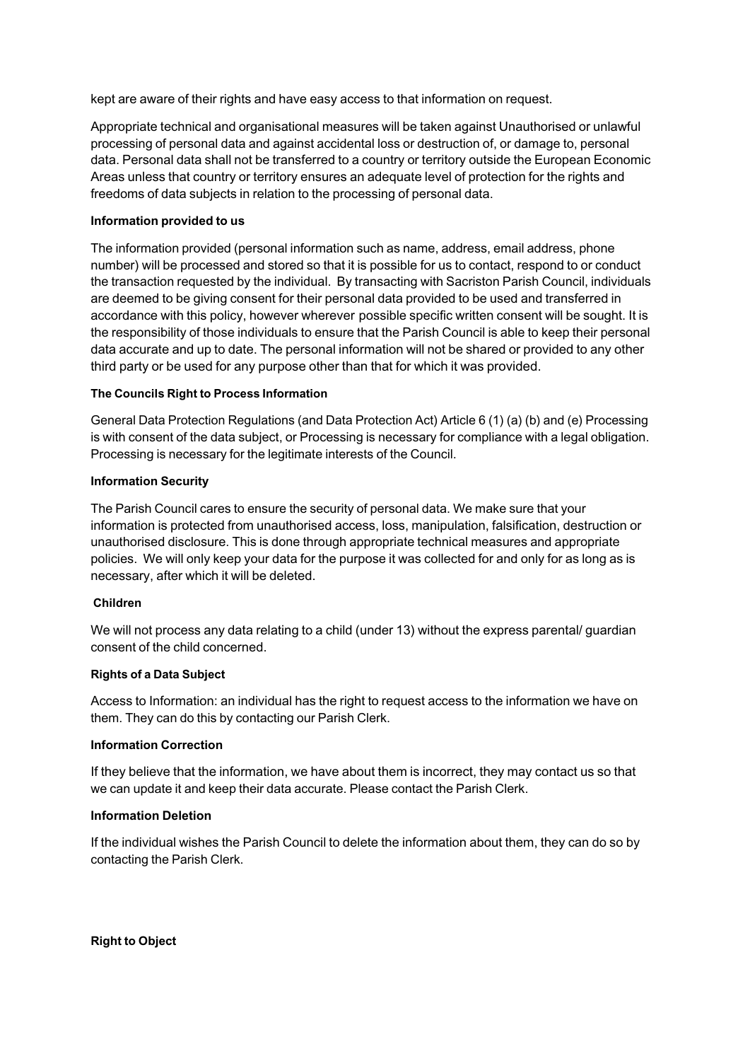kept are aware of their rights and have easy access to that information on request.

Appropriate technical and organisational measures will be taken against Unauthorised or unlawful processing of personal data and against accidental loss or destruction of, or damage to, personal data. Personal data shall not be transferred to a country or territory outside the European Economic Areas unless that country or territory ensures an adequate level of protection for the rights and freedoms of data subjects in relation to the processing of personal data.

**Information provided to us**

The information provided (personal information such as name, address, email address, phone number) will be processed and stored so that it is possible for us to contact, respond to or conduct the transaction requested by the individual. By transacting with Sacriston Parish Council, individuals are deemed to be giving consent for their personal data provided to be used and transferred in accordance with this policy, however wherever possible specific written consent will be sought. It is the responsibility of those individuals to ensure that the Parish Council is able to keep their personal data accurate and up to date. The personal information will not be shared or provided to any other third party or be used for any purpose other than that for which it was provided.

**The Councils Right to Process Information**

General Data Protection Regulations (and Data Protection Act) Article 6 (1) (a) (b) and (e) Processing is with consent of the data subject, or Processing is necessary for compliance with a legal obligation. Processing is necessary for the legitimate interests of the Council.

**Information Security**

The Parish Council cares to ensure the security of personal data. We make sure that your information is protected from unauthorised access, loss, manipulation, falsification, destruction or unauthorised disclosure. This is done through appropriate technical measures and appropriate policies. We will only keep your data for the purpose it was collected for and only for as long as is necessary, after which it will be deleted.

**Children**

We will not process any data relating to a child (under 13) without the express parental/ guardian consent of the child concerned.

**Rights of a Data Subject**

Access to Information: an individual has the right to request access to the information we have on them. They can do this by contacting our Parish Clerk.

**Information Correction**

If they believe that the information, we have about them is incorrect, they may contact us so that we can update it and keep their data accurate. Please contact the Parish Clerk.

**Information Deletion**

If the individual wishes the Parish Council to delete the information about them, they can do so by contacting the Parish Clerk.

**Right to Object**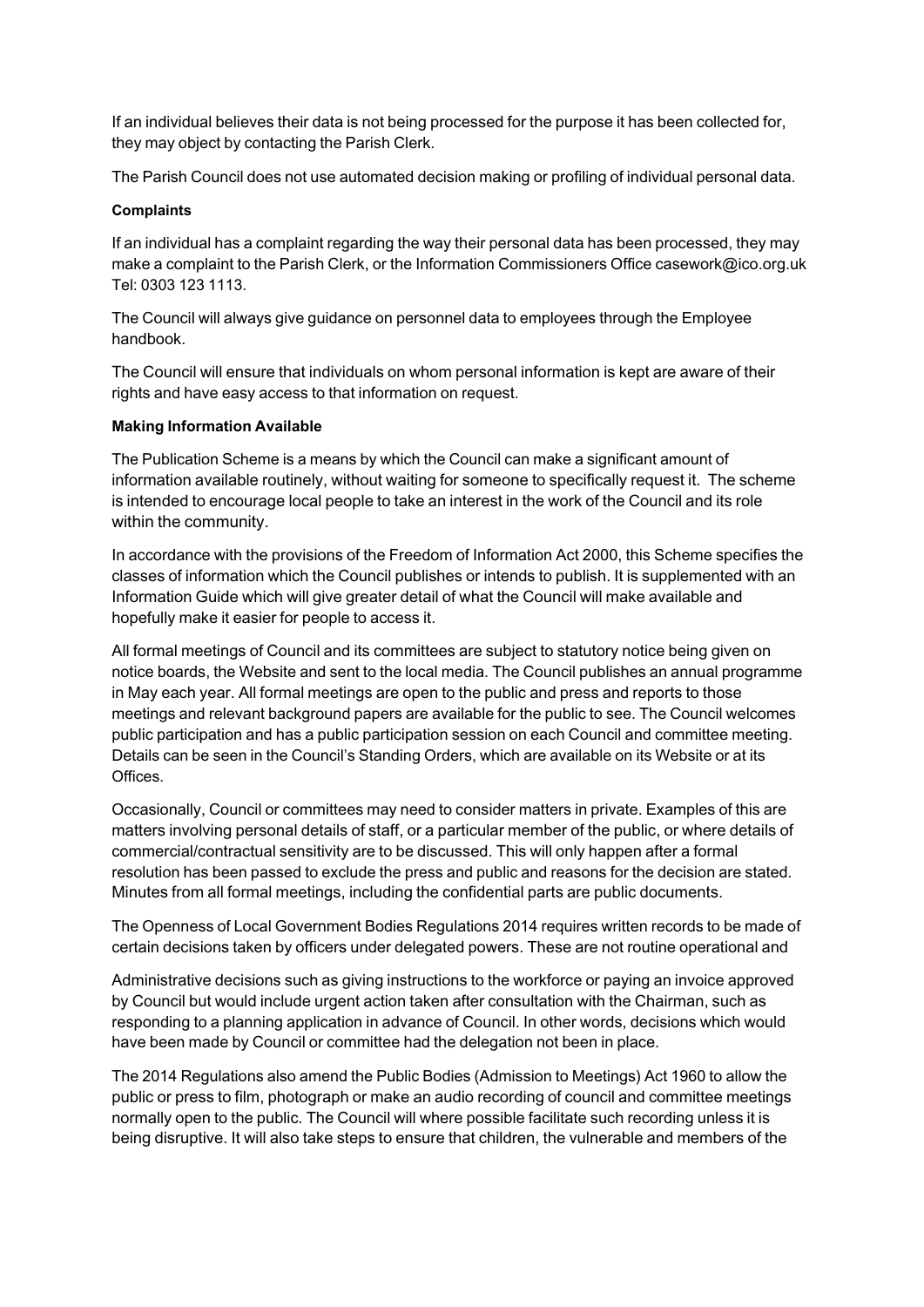If an individual believes their data is not being processed for the purpose it has been collected for, they may object by contacting the Parish Clerk.

The Parish Council does not use automated decision making or profiling of individual personal data.

**Complaints**

If an individual has a complaint regarding the way their personal data has been processed, they may make a complaint to the Parish Clerk, or the Information Commissioners Office casework@ico.org.uk Tel: 0303 123 1113.

The Council will always give guidance on personnel data to employees through the Employee handbook.

The Council will ensure that individuals on whom personal information is kept are aware of their rights and have easy access to that information on request.

**Making Information Available**

The Publication Scheme is a means by which the Council can make a significant amount of information available routinely, without waiting for someone to specifically request it. The scheme is intended to encourage local people to take an interest in the work of the Council and its role within the community.

In accordance with the provisions of the Freedom of Information Act 2000, this Scheme specifies the classes of information which the Council publishes or intends to publish. It is supplemented with an Information Guide which will give greater detail of what the Council will make available and hopefully make it easier for people to access it.

All formal meetings of Council and its committees are subject to statutory notice being given on notice boards, the Website and sent to the local media. The Council publishes an annual programme in May each year. All formal meetings are open to the public and press and reports to those meetings and relevant background papers are available for the public to see. The Council welcomes public participation and has a public participation session on each Council and committee meeting. Details can be seen in the Council's Standing Orders, which are available on its Website or at its Offices.

Occasionally, Council or committees may need to consider matters in private. Examples of this are matters involving personal details of staff, or a particular member of the public, or where details of commercial/contractual sensitivity are to be discussed. This will only happen after a formal resolution has been passed to exclude the press and public and reasons for the decision are stated. Minutes from all formal meetings, including the confidential parts are public documents.

The Openness of Local Government Bodies Regulations 2014 requires written records to be made of certain decisions taken by officers under delegated powers. These are not routine operational and

Administrative decisions such as giving instructions to the workforce or paying an invoice approved by Council but would include urgent action taken after consultation with the Chairman, such as responding to a planning application in advance of Council. In other words, decisions which would have been made by Council or committee had the delegation not been in place.

The 2014 Regulations also amend the Public Bodies (Admission to Meetings) Act 1960 to allow the public or press to film, photograph or make an audio recording of council and committee meetings normally open to the public. The Council will where possible facilitate such recording unless it is being disruptive. It will also take steps to ensure that children, the vulnerable and members of the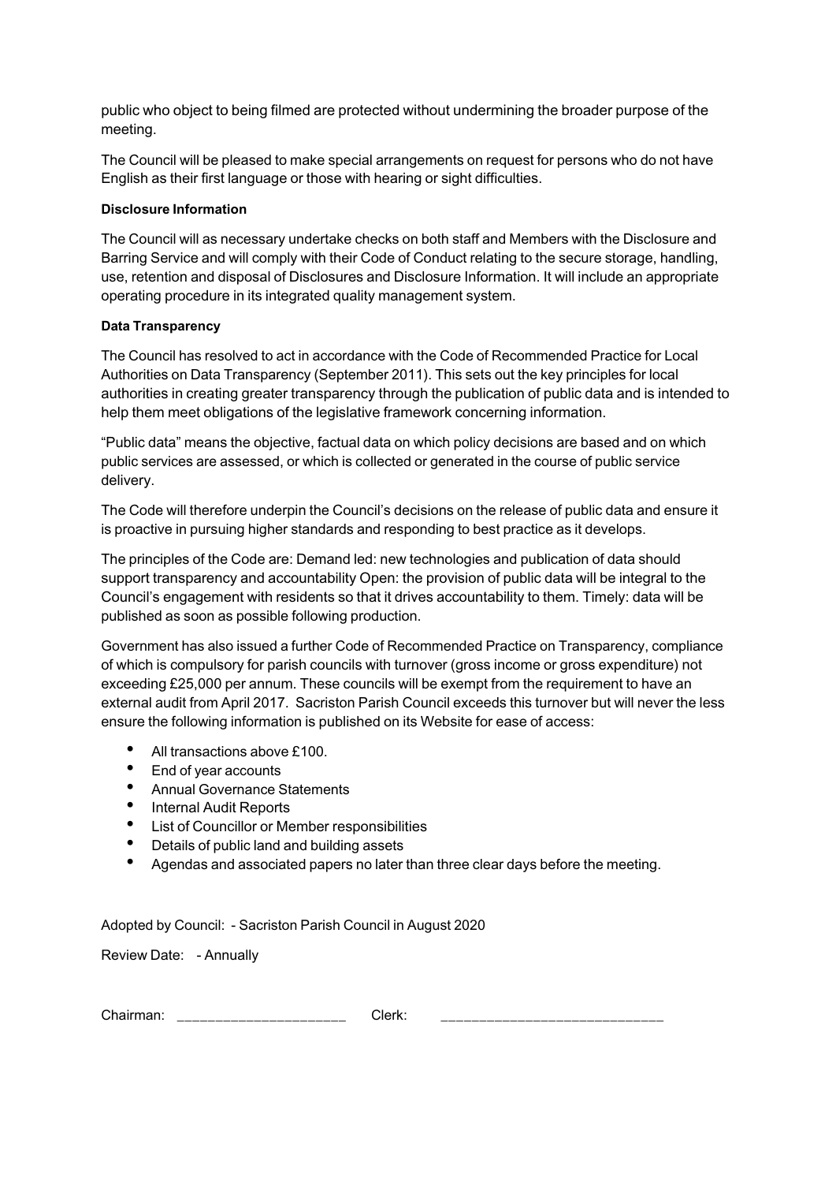public who object to being filmed are protected without undermining the broader purpose of the meeting.

The Council will be pleased to make special arrangements on request for persons who do not have English as their first language or those with hearing or sight difficulties.

**Disclosure Information**

The Council will as necessary undertake checks on both staff and Members with the Disclosure and Barring Service and will comply with their Code of Conduct relating to the secure storage, handling, use, retention and disposal of Disclosures and Disclosure Information. It will include an appropriate operating procedure in its integrated quality management system.

**Data Transparency**

The Council has resolved to act in accordance with the Code of Recommended Practice for Local Authorities on Data Transparency (September 2011). This sets out the key principles for local authorities in creating greater transparency through the publication of public data and is intended to help them meet obligations of the legislative framework concerning information.

"Public data" means the objective, factual data on which policy decisions are based and on which public services are assessed, or which is collected or generated in the course of public service delivery.

The Code will therefore underpin the Council's decisions on the release of public data and ensure it is proactive in pursuing higher standards and responding to best practice as it develops.

The principles of the Code are: Demand led: new technologies and publication of data should support transparency and accountability Open: the provision of public data will be integral to the Council's engagement with residents so that it drives accountability to them. Timely: data will be published as soon as possible following production.

Government has also issued a further Code of Recommended Practice on Transparency, compliance of which is compulsory for parish councils with turnover (gross income or gross expenditure) not exceeding £25,000 per annum. These councils will be exempt from the requirement to have an external audit from April 2017. Sacriston Parish Council exceeds this turnover but will never the less ensure the following information is published on its Website for ease of access:

- All transactions above £100.
- End of year accounts
- Annual Governance Statements
- Internal Audit Reports
- List of Councillor or Member responsibilities
- Details of public land and building assets
- Agendas and associated papers no later than three clear days before the meeting.

Adopted by Council: - Sacriston Parish Council in August 2020

Review Date: - Annually

Chairman: _____________________ Clerk: ____________________________